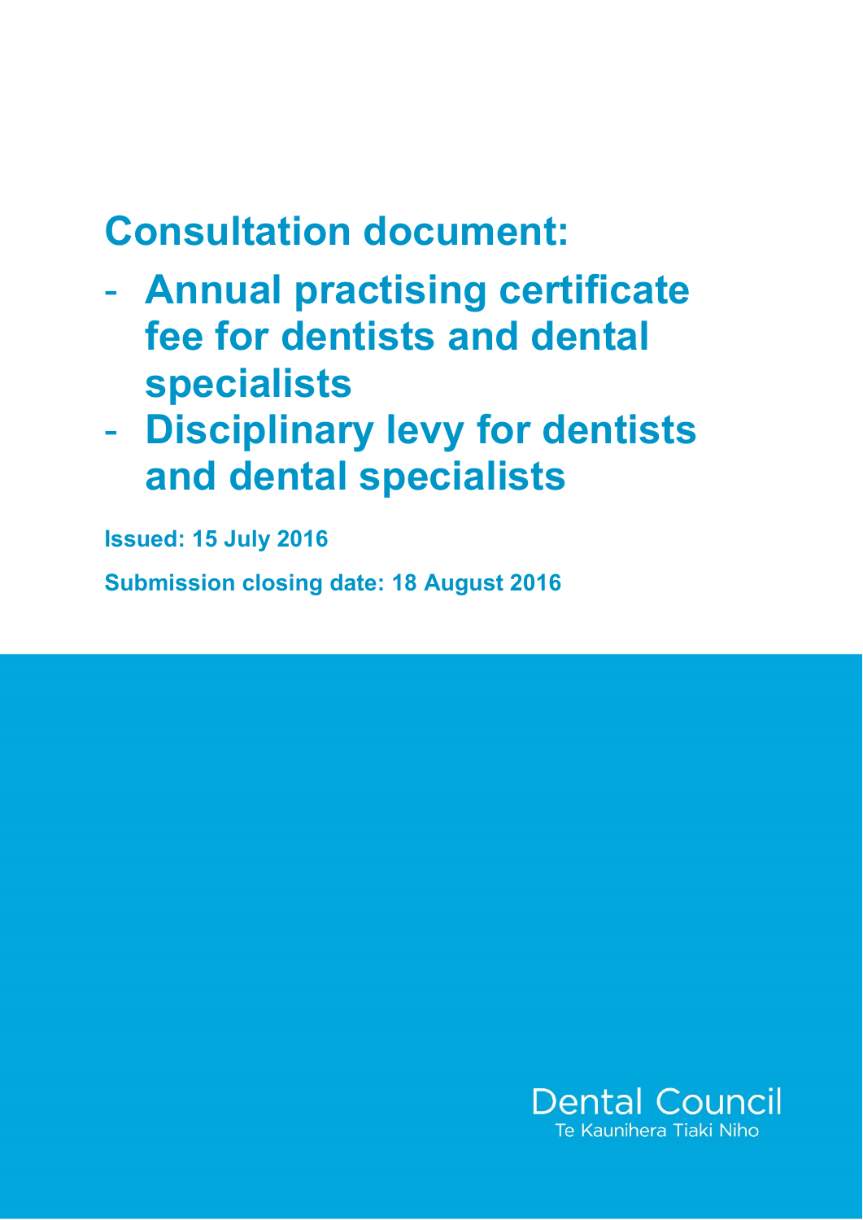# Consultation document:

- **Annual practising certificate fee for dentists and dental specialists**
- **Disciplinary levy for dentists and dental specialists**

**Issued: 15 July 2016**

**Submission closing date: 18 August 2016**

Dental Council
Te Kaunihera Tiaki Niho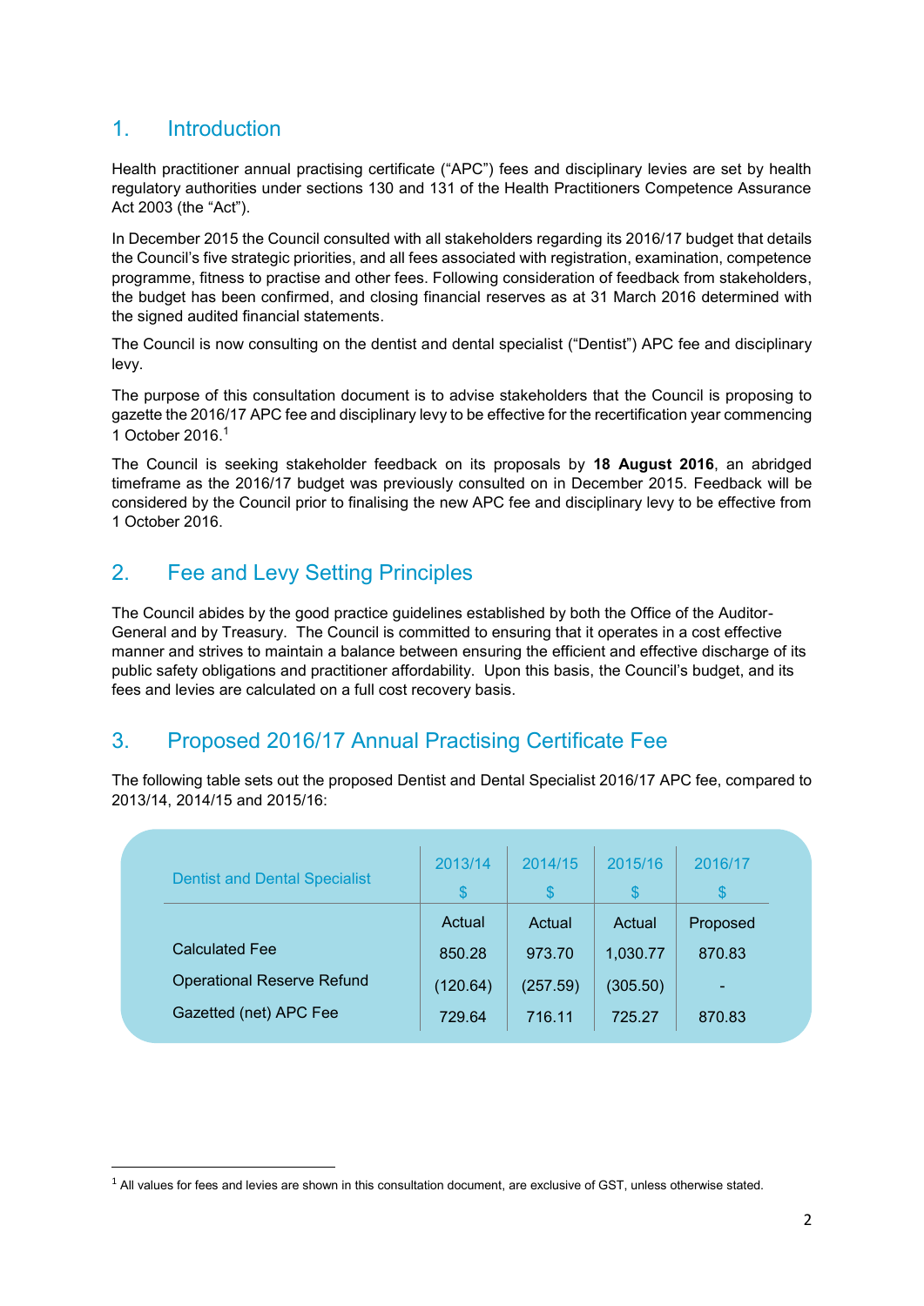## 1. Introduction

Health practitioner annual practising certificate ("APC") fees and disciplinary levies are set by health regulatory authorities under sections 130 and 131 of the Health Practitioners Competence Assurance Act 2003 (the "Act").

In December 2015 the Council consulted with all stakeholders regarding its 2016/17 budget that details the Council's five strategic priorities, and all fees associated with registration, examination, competence programme, fitness to practise and other fees. Following consideration of feedback from stakeholders, the budget has been confirmed, and closing financial reserves as at 31 March 2016 determined with the signed audited financial statements.

The Council is now consulting on the dentist and dental specialist ("Dentist") APC fee and disciplinary levy.

The purpose of this consultation document is to advise stakeholders that the Council is proposing to gazette the 2016/17 APC fee and disciplinary levy to be effective for the recertification year commencing 1 October 2016.[1]

The Council is seeking stakeholder feedback on its proposals by **18 August 2016**, an abridged timeframe as the 2016/17 budget was previously consulted on in December 2015. Feedback will be considered by the Council prior to finalising the new APC fee and disciplinary levy to be effective from 1 October 2016.

## 2. Fee and Levy Setting Principles

The Council abides by the good practice guidelines established by both the Office of the Auditor-General and by Treasury. The Council is committed to ensuring that it operates in a cost effective manner and strives to maintain a balance between ensuring the efficient and effective discharge of its public safety obligations and practitioner affordability. Upon this basis, the Council's budget, and its fees and levies are calculated on a full cost recovery basis.

## 3. Proposed 2016/17 Annual Practising Certificate Fee

The following table sets out the proposed Dentist and Dental Specialist 2016/17 APC fee, compared to 2013/14, 2014/15 and 2015/16:

| Dentist and Dental Specialist | 2013/14 $ | 2014/15 $ | 2015/16 $ | 2016/17 $ |
|---|---|---|---|---|
| | Actual | Actual | Actual | Proposed |
| Calculated Fee | 850.28 | 973.70 | 1,030.77 | 870.83 |
| Operational Reserve Refund | (120.64) | (257.59) | (305.50) | - |
| Gazetted (net) APC Fee | 729.64 | 716.11 | 725.27 | 870.83 |

[1] All values for fees and levies are shown in this consultation document, are exclusive of GST, unless otherwise stated.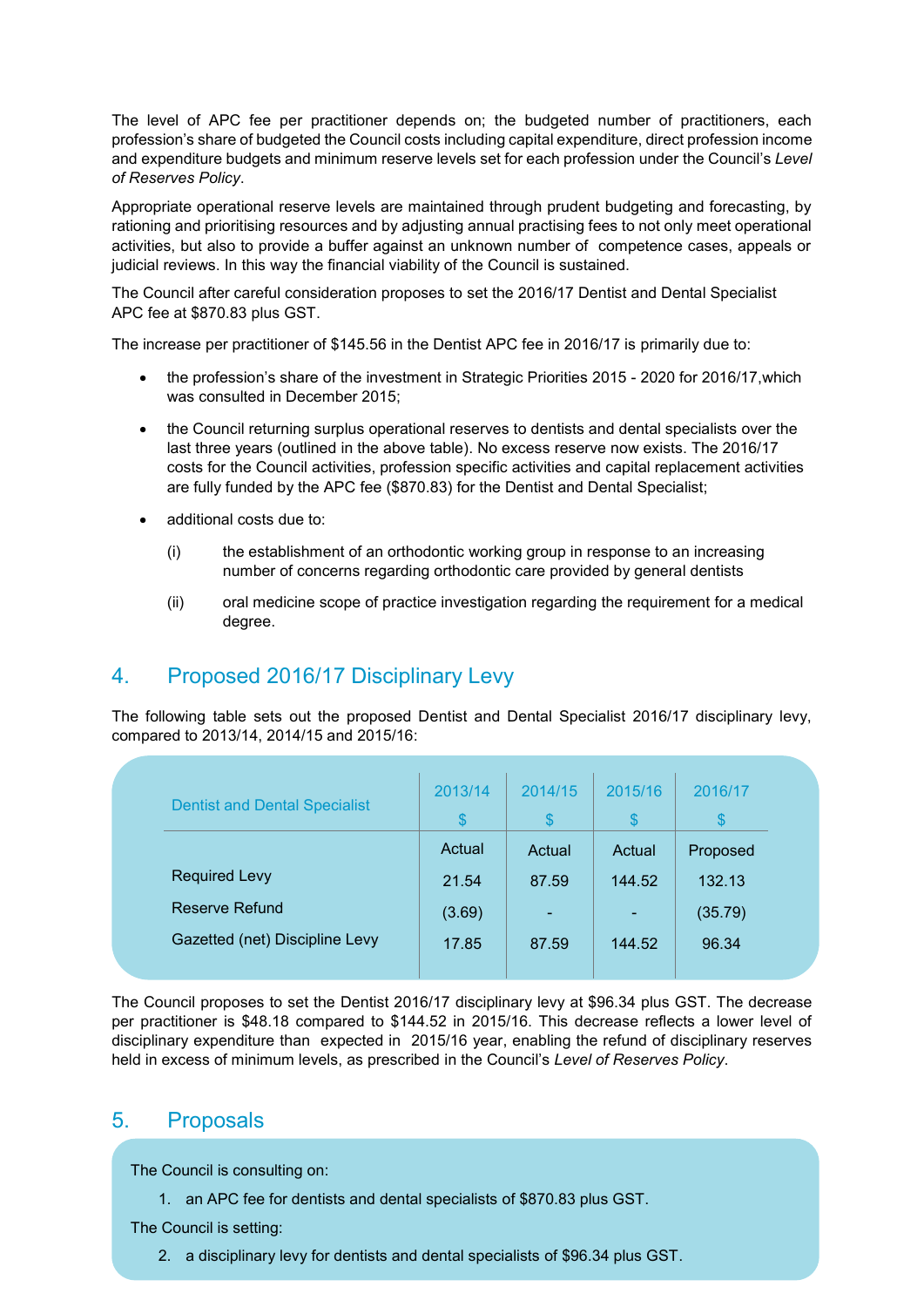The level of APC fee per practitioner depends on; the budgeted number of practitioners, each profession's share of budgeted the Council costs including capital expenditure, direct profession income and expenditure budgets and minimum reserve levels set for each profession under the Council's *Level of Reserves Policy*.

Appropriate operational reserve levels are maintained through prudent budgeting and forecasting, by rationing and prioritising resources and by adjusting annual practising fees to not only meet operational activities, but also to provide a buffer against an unknown number of competence cases, appeals or judicial reviews. In this way the financial viability of the Council is sustained.

The Council after careful consideration proposes to set the 2016/17 Dentist and Dental Specialist APC fee at $870.83 plus GST.

The increase per practitioner of $145.56 in the Dentist APC fee in 2016/17 is primarily due to:

- the profession's share of the investment in Strategic Priorities 2015 - 2020 for 2016/17,which was consulted in December 2015;
- the Council returning surplus operational reserves to dentists and dental specialists over the last three years (outlined in the above table). No excess reserve now exists. The 2016/17 costs for the Council activities, profession specific activities and capital replacement activities are fully funded by the APC fee ($870.83) for the Dentist and Dental Specialist;
- additional costs due to:
  - (i) the establishment of an orthodontic working group in response to an increasing number of concerns regarding orthodontic care provided by general dentists
  - (ii) oral medicine scope of practice investigation regarding the requirement for a medical degree.

## 4. Proposed 2016/17 Disciplinary Levy

The following table sets out the proposed Dentist and Dental Specialist 2016/17 disciplinary levy, compared to 2013/14, 2014/15 and 2015/16:

| Dentist and Dental Specialist | 2013/14 $ | 2014/15 $ | 2015/16 $ | 2016/17 $ |
|---|---|---|---|---|
| | Actual | Actual | Actual | Proposed |
| Required Levy | 21.54 | 87.59 | 144.52 | 132.13 |
| Reserve Refund | (3.69) | - | - | (35.79) |
| Gazetted (net) Discipline Levy | 17.85 | 87.59 | 144.52 | 96.34 |

The Council proposes to set the Dentist 2016/17 disciplinary levy at $96.34 plus GST. The decrease per practitioner is $48.18 compared to $144.52 in 2015/16. This decrease reflects a lower level of disciplinary expenditure than expected in 2015/16 year, enabling the refund of disciplinary reserves held in excess of minimum levels, as prescribed in the Council's *Level of Reserves Policy*.

## 5. Proposals

The Council is consulting on:

1. an APC fee for dentists and dental specialists of $870.83 plus GST.

The Council is setting:

2. a disciplinary levy for dentists and dental specialists of $96.34 plus GST.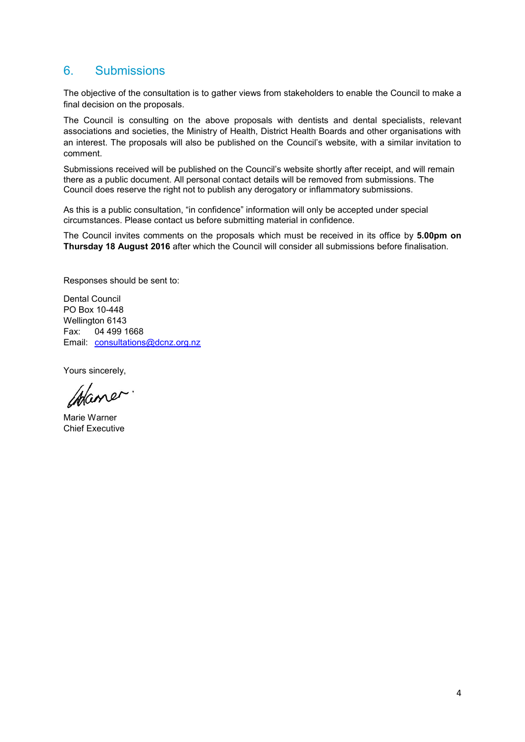## 6. Submissions

The objective of the consultation is to gather views from stakeholders to enable the Council to make a final decision on the proposals.

The Council is consulting on the above proposals with dentists and dental specialists, relevant associations and societies, the Ministry of Health, District Health Boards and other organisations with an interest. The proposals will also be published on the Council's website, with a similar invitation to comment.

Submissions received will be published on the Council's website shortly after receipt, and will remain there as a public document. All personal contact details will be removed from submissions. The Council does reserve the right not to publish any derogatory or inflammatory submissions.

As this is a public consultation, "in confidence" information will only be accepted under special circumstances. Please contact us before submitting material in confidence.

The Council invites comments on the proposals which must be received in its office by **5.00pm on Thursday 18 August 2016** after which the Council will consider all submissions before finalisation.

Responses should be sent to:

Dental Council
PO Box 10-448
Wellington 6143
Fax: 04 499 1668
Email: consultations@dcnz.org.nz

Yours sincerely,

Marie Warner
Chief Executive